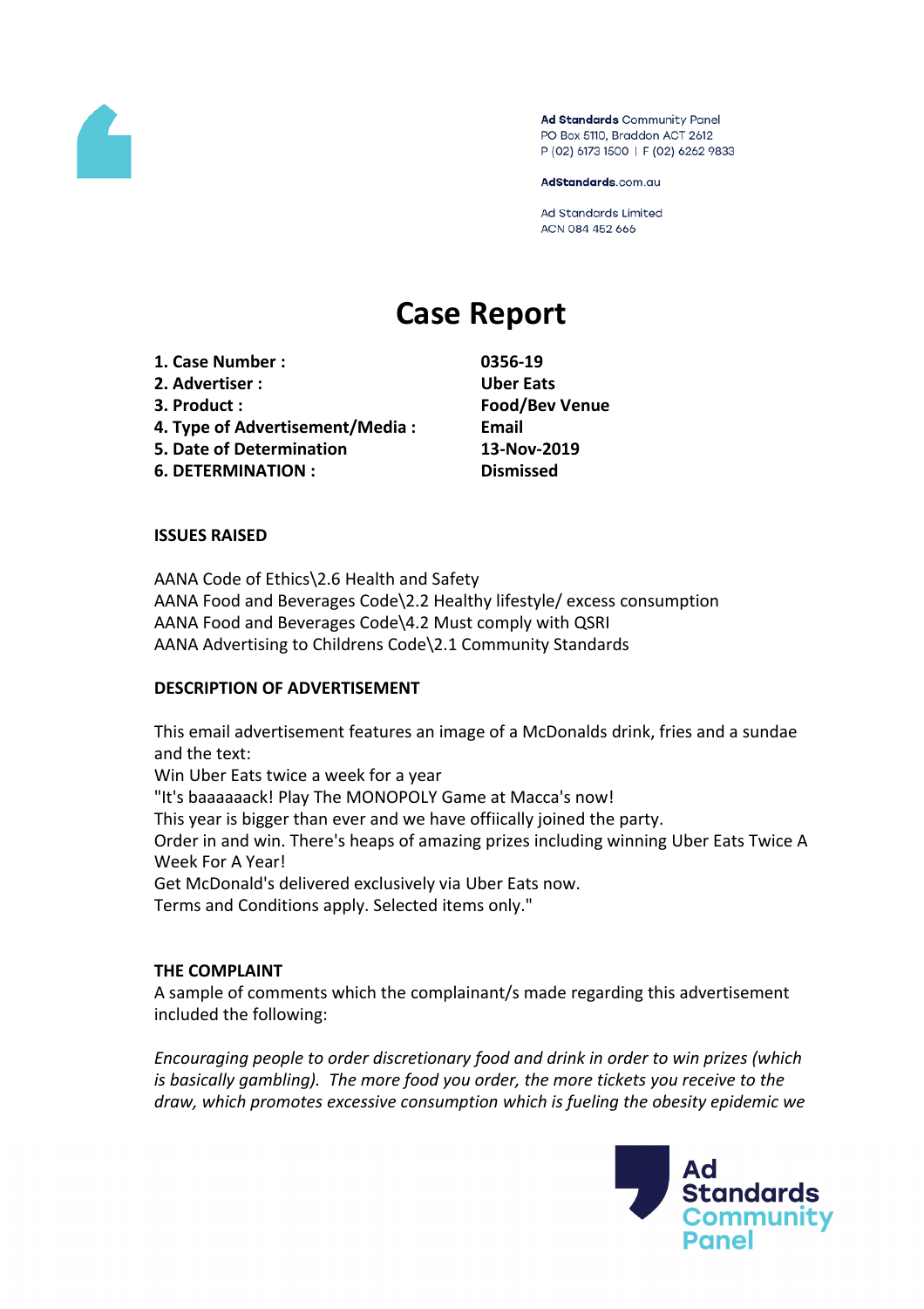Ad Standards Community Panel
PO Box 5110, Braddon ACT 2612
P (02) 6173 1500 | F (02) 6262 9833

AdStandards.com.au

Ad Standards Limited
ACN 084 452 666

# Case Report

| | |
|---|---|
| **1. Case Number :** | **0356-19** |
| **2. Advertiser :** | **Uber Eats** |
| **3. Product :** | **Food/Bev Venue** |
| **4. Type of Advertisement/Media :** | **Email** |
| **5. Date of Determination** | **13-Nov-2019** |
| **6. DETERMINATION :** | **Dismissed** |

**ISSUES RAISED**

AANA Code of Ethics\2.6 Health and Safety
AANA Food and Beverages Code\2.2 Healthy lifestyle/ excess consumption
AANA Food and Beverages Code\4.2 Must comply with QSRI
AANA Advertising to Childrens Code\2.1 Community Standards

**DESCRIPTION OF ADVERTISEMENT**

This email advertisement features an image of a McDonalds drink, fries and a sundae and the text:
Win Uber Eats twice a week for a year
"It's baaaaaack! Play The MONOPOLY Game at Macca's now!
This year is bigger than ever and we have offiically joined the party.
Order in and win. There's heaps of amazing prizes including winning Uber Eats Twice A Week For A Year!
Get McDonald's delivered exclusively via Uber Eats now.
Terms and Conditions apply. Selected items only."

**THE COMPLAINT**

A sample of comments which the complainant/s made regarding this advertisement included the following:

*Encouraging people to order discretionary food and drink in order to win prizes (which is basically gambling). The more food you order, the more tickets you receive to the draw, which promotes excessive consumption which is fueling the obesity epidemic we*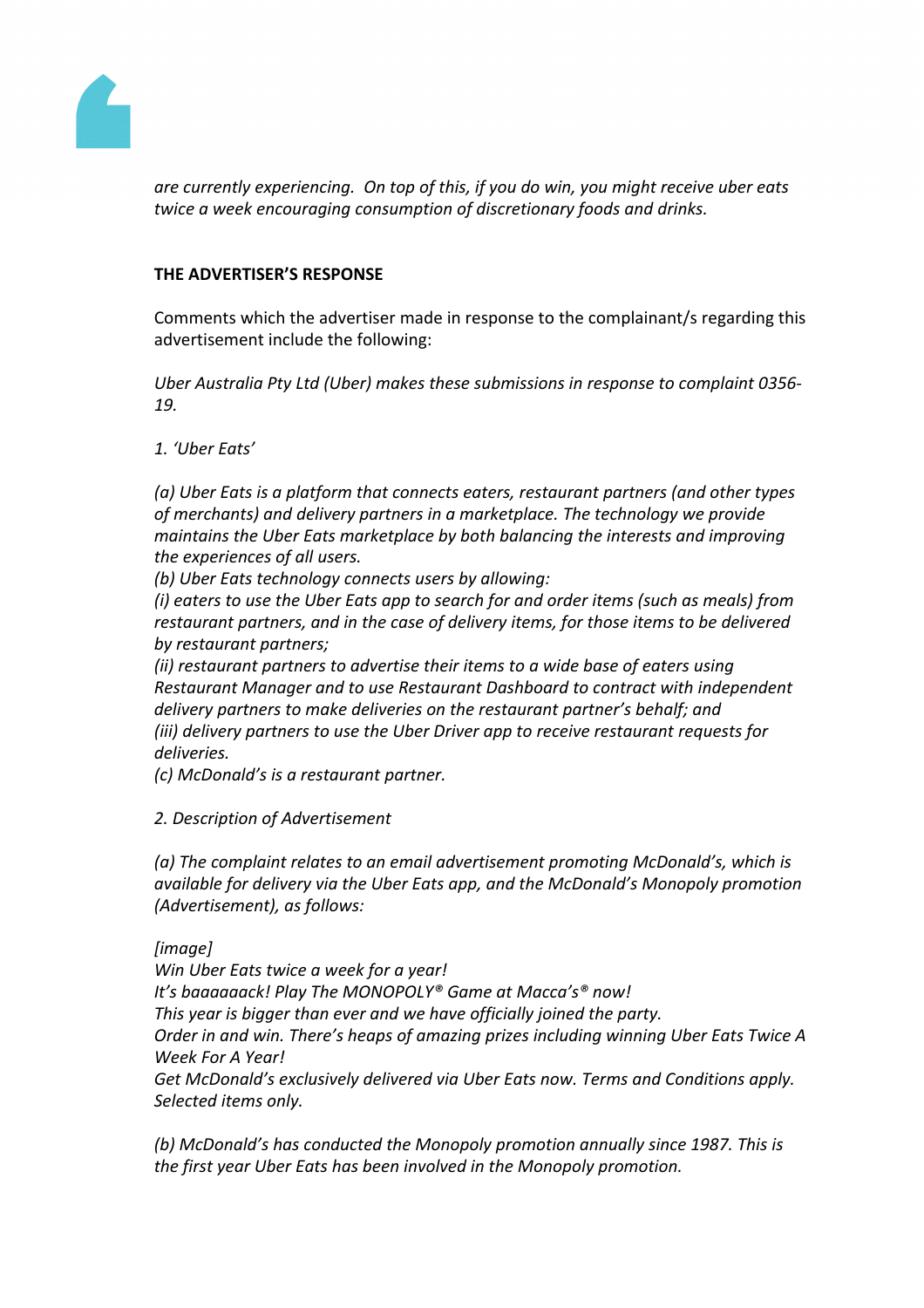*are currently experiencing. On top of this, if you do win, you might receive uber eats twice a week encouraging consumption of discretionary foods and drinks.*

**THE ADVERTISER'S RESPONSE**

Comments which the advertiser made in response to the complainant/s regarding this advertisement include the following:

*Uber Australia Pty Ltd (Uber) makes these submissions in response to complaint 0356-19.*

*1. 'Uber Eats'*

*(a) Uber Eats is a platform that connects eaters, restaurant partners (and other types of merchants) and delivery partners in a marketplace. The technology we provide maintains the Uber Eats marketplace by both balancing the interests and improving the experiences of all users.*
*(b) Uber Eats technology connects users by allowing:*
*(i) eaters to use the Uber Eats app to search for and order items (such as meals) from restaurant partners, and in the case of delivery items, for those items to be delivered by restaurant partners;*
*(ii) restaurant partners to advertise their items to a wide base of eaters using Restaurant Manager and to use Restaurant Dashboard to contract with independent delivery partners to make deliveries on the restaurant partner's behalf; and*
*(iii) delivery partners to use the Uber Driver app to receive restaurant requests for deliveries.*
*(c) McDonald's is a restaurant partner.*

*2. Description of Advertisement*

*(a) The complaint relates to an email advertisement promoting McDonald's, which is available for delivery via the Uber Eats app, and the McDonald's Monopoly promotion (Advertisement), as follows:*

*[image]*
*Win Uber Eats twice a week for a year!*
*It's baaaaaack! Play The MONOPOLY® Game at Macca's® now!*
*This year is bigger than ever and we have officially joined the party.*
*Order in and win. There's heaps of amazing prizes including winning Uber Eats Twice A Week For A Year!*
*Get McDonald's exclusively delivered via Uber Eats now. Terms and Conditions apply. Selected items only.*

*(b) McDonald's has conducted the Monopoly promotion annually since 1987. This is the first year Uber Eats has been involved in the Monopoly promotion.*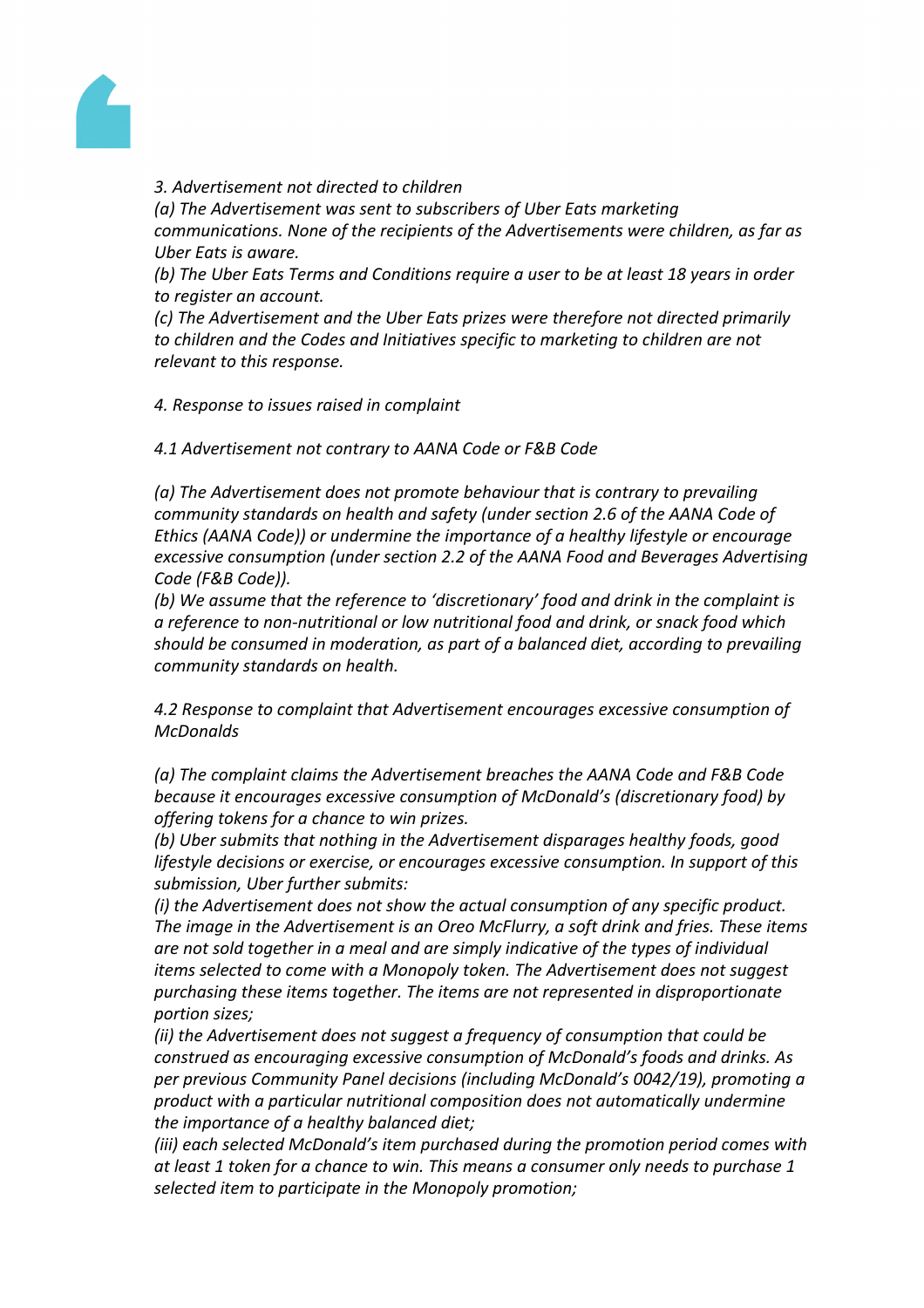*3. Advertisement not directed to children*

*(a) The Advertisement was sent to subscribers of Uber Eats marketing communications. None of the recipients of the Advertisements were children, as far as Uber Eats is aware.*

*(b) The Uber Eats Terms and Conditions require a user to be at least 18 years in order to register an account.*

*(c) The Advertisement and the Uber Eats prizes were therefore not directed primarily to children and the Codes and Initiatives specific to marketing to children are not relevant to this response.*

*4. Response to issues raised in complaint*

*4.1 Advertisement not contrary to AANA Code or F&B Code*

*(a) The Advertisement does not promote behaviour that is contrary to prevailing community standards on health and safety (under section 2.6 of the AANA Code of Ethics (AANA Code)) or undermine the importance of a healthy lifestyle or encourage excessive consumption (under section 2.2 of the AANA Food and Beverages Advertising Code (F&B Code)).*

*(b) We assume that the reference to 'discretionary' food and drink in the complaint is a reference to non-nutritional or low nutritional food and drink, or snack food which should be consumed in moderation, as part of a balanced diet, according to prevailing community standards on health.*

*4.2 Response to complaint that Advertisement encourages excessive consumption of McDonalds*

*(a) The complaint claims the Advertisement breaches the AANA Code and F&B Code because it encourages excessive consumption of McDonald's (discretionary food) by offering tokens for a chance to win prizes.*

*(b) Uber submits that nothing in the Advertisement disparages healthy foods, good lifestyle decisions or exercise, or encourages excessive consumption. In support of this submission, Uber further submits:*

*(i) the Advertisement does not show the actual consumption of any specific product. The image in the Advertisement is an Oreo McFlurry, a soft drink and fries. These items are not sold together in a meal and are simply indicative of the types of individual items selected to come with a Monopoly token. The Advertisement does not suggest purchasing these items together. The items are not represented in disproportionate portion sizes;*

*(ii) the Advertisement does not suggest a frequency of consumption that could be construed as encouraging excessive consumption of McDonald's foods and drinks. As per previous Community Panel decisions (including McDonald's 0042/19), promoting a product with a particular nutritional composition does not automatically undermine the importance of a healthy balanced diet;*

*(iii) each selected McDonald's item purchased during the promotion period comes with at least 1 token for a chance to win. This means a consumer only needs to purchase 1 selected item to participate in the Monopoly promotion;*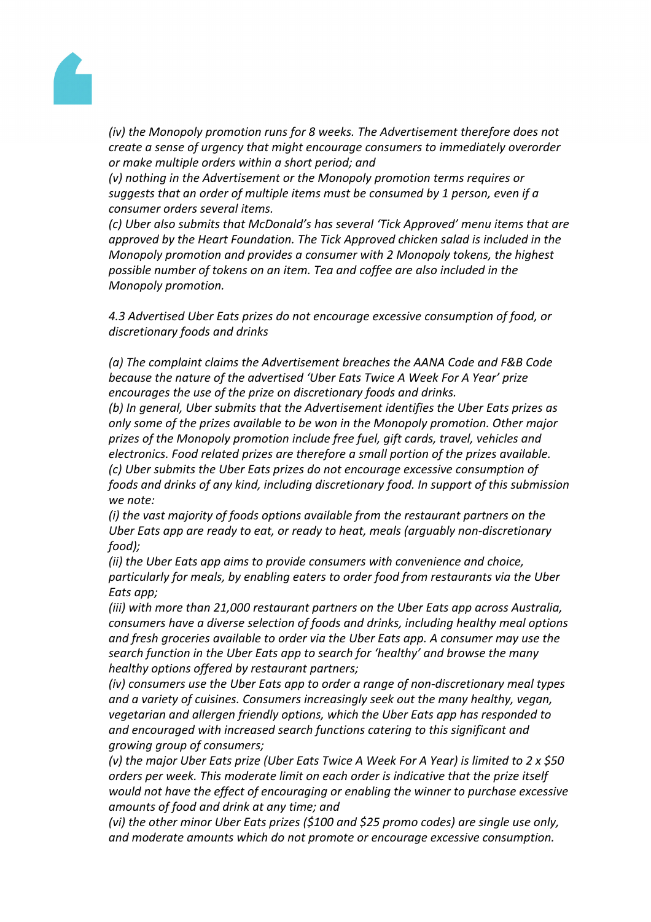*(iv) the Monopoly promotion runs for 8 weeks. The Advertisement therefore does not create a sense of urgency that might encourage consumers to immediately overorder or make multiple orders within a short period; and*

*(v) nothing in the Advertisement or the Monopoly promotion terms requires or suggests that an order of multiple items must be consumed by 1 person, even if a consumer orders several items.*

*(c) Uber also submits that McDonald's has several 'Tick Approved' menu items that are approved by the Heart Foundation. The Tick Approved chicken salad is included in the Monopoly promotion and provides a consumer with 2 Monopoly tokens, the highest possible number of tokens on an item. Tea and coffee are also included in the Monopoly promotion.*

*4.3 Advertised Uber Eats prizes do not encourage excessive consumption of food, or discretionary foods and drinks*

*(a) The complaint claims the Advertisement breaches the AANA Code and F&B Code because the nature of the advertised 'Uber Eats Twice A Week For A Year' prize encourages the use of the prize on discretionary foods and drinks.*

*(b) In general, Uber submits that the Advertisement identifies the Uber Eats prizes as only some of the prizes available to be won in the Monopoly promotion. Other major prizes of the Monopoly promotion include free fuel, gift cards, travel, vehicles and electronics. Food related prizes are therefore a small portion of the prizes available.*

*(c) Uber submits the Uber Eats prizes do not encourage excessive consumption of foods and drinks of any kind, including discretionary food. In support of this submission we note:*

*(i) the vast majority of foods options available from the restaurant partners on the Uber Eats app are ready to eat, or ready to heat, meals (arguably non-discretionary food);*

*(ii) the Uber Eats app aims to provide consumers with convenience and choice, particularly for meals, by enabling eaters to order food from restaurants via the Uber Eats app;*

*(iii) with more than 21,000 restaurant partners on the Uber Eats app across Australia, consumers have a diverse selection of foods and drinks, including healthy meal options and fresh groceries available to order via the Uber Eats app. A consumer may use the search function in the Uber Eats app to search for 'healthy' and browse the many healthy options offered by restaurant partners;*

*(iv) consumers use the Uber Eats app to order a range of non-discretionary meal types and a variety of cuisines. Consumers increasingly seek out the many healthy, vegan, vegetarian and allergen friendly options, which the Uber Eats app has responded to and encouraged with increased search functions catering to this significant and growing group of consumers;*

*(v) the major Uber Eats prize (Uber Eats Twice A Week For A Year) is limited to 2 x $50 orders per week. This moderate limit on each order is indicative that the prize itself would not have the effect of encouraging or enabling the winner to purchase excessive amounts of food and drink at any time; and*

*(vi) the other minor Uber Eats prizes ($100 and $25 promo codes) are single use only, and moderate amounts which do not promote or encourage excessive consumption.*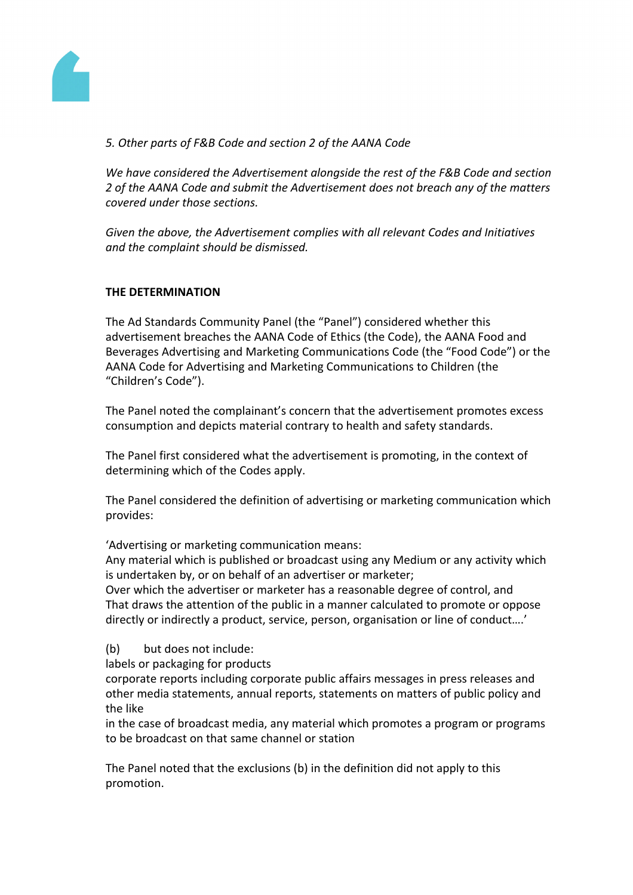*5. Other parts of F&B Code and section 2 of the AANA Code*

*We have considered the Advertisement alongside the rest of the F&B Code and section 2 of the AANA Code and submit the Advertisement does not breach any of the matters covered under those sections.*

*Given the above, the Advertisement complies with all relevant Codes and Initiatives and the complaint should be dismissed.*

**THE DETERMINATION**

The Ad Standards Community Panel (the "Panel") considered whether this advertisement breaches the AANA Code of Ethics (the Code), the AANA Food and Beverages Advertising and Marketing Communications Code (the "Food Code") or the AANA Code for Advertising and Marketing Communications to Children (the "Children's Code").

The Panel noted the complainant's concern that the advertisement promotes excess consumption and depicts material contrary to health and safety standards.

The Panel first considered what the advertisement is promoting, in the context of determining which of the Codes apply.

The Panel considered the definition of advertising or marketing communication which provides:

'Advertising or marketing communication means:
Any material which is published or broadcast using any Medium or any activity which is undertaken by, or on behalf of an advertiser or marketer;
Over which the advertiser or marketer has a reasonable degree of control, and
That draws the attention of the public in a manner calculated to promote or oppose directly or indirectly a product, service, person, organisation or line of conduct….'

(b) but does not include:
labels or packaging for products
corporate reports including corporate public affairs messages in press releases and other media statements, annual reports, statements on matters of public policy and the like
in the case of broadcast media, any material which promotes a program or programs to be broadcast on that same channel or station

The Panel noted that the exclusions (b) in the definition did not apply to this promotion.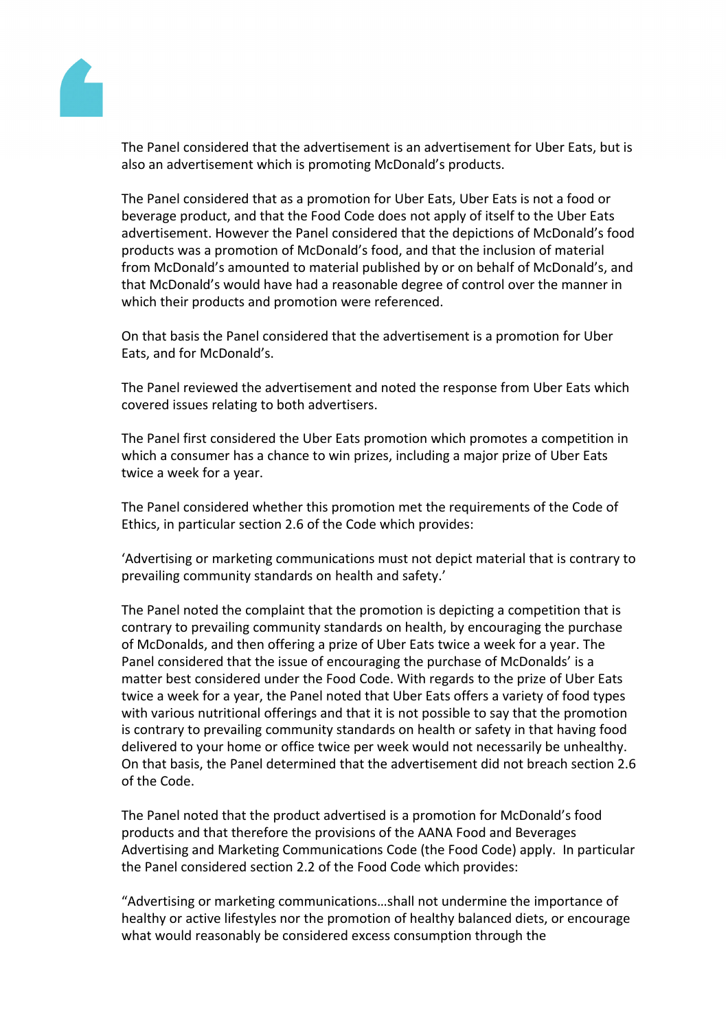The Panel considered that the advertisement is an advertisement for Uber Eats, but is also an advertisement which is promoting McDonald's products.

The Panel considered that as a promotion for Uber Eats, Uber Eats is not a food or beverage product, and that the Food Code does not apply of itself to the Uber Eats advertisement. However the Panel considered that the depictions of McDonald's food products was a promotion of McDonald's food, and that the inclusion of material from McDonald's amounted to material published by or on behalf of McDonald's, and that McDonald's would have had a reasonable degree of control over the manner in which their products and promotion were referenced.

On that basis the Panel considered that the advertisement is a promotion for Uber Eats, and for McDonald's.

The Panel reviewed the advertisement and noted the response from Uber Eats which covered issues relating to both advertisers.

The Panel first considered the Uber Eats promotion which promotes a competition in which a consumer has a chance to win prizes, including a major prize of Uber Eats twice a week for a year.

The Panel considered whether this promotion met the requirements of the Code of Ethics, in particular section 2.6 of the Code which provides:

'Advertising or marketing communications must not depict material that is contrary to prevailing community standards on health and safety.'

The Panel noted the complaint that the promotion is depicting a competition that is contrary to prevailing community standards on health, by encouraging the purchase of McDonalds, and then offering a prize of Uber Eats twice a week for a year. The Panel considered that the issue of encouraging the purchase of McDonalds' is a matter best considered under the Food Code. With regards to the prize of Uber Eats twice a week for a year, the Panel noted that Uber Eats offers a variety of food types with various nutritional offerings and that it is not possible to say that the promotion is contrary to prevailing community standards on health or safety in that having food delivered to your home or office twice per week would not necessarily be unhealthy. On that basis, the Panel determined that the advertisement did not breach section 2.6 of the Code.

The Panel noted that the product advertised is a promotion for McDonald's food products and that therefore the provisions of the AANA Food and Beverages Advertising and Marketing Communications Code (the Food Code) apply. In particular the Panel considered section 2.2 of the Food Code which provides:

"Advertising or marketing communications…shall not undermine the importance of healthy or active lifestyles nor the promotion of healthy balanced diets, or encourage what would reasonably be considered excess consumption through the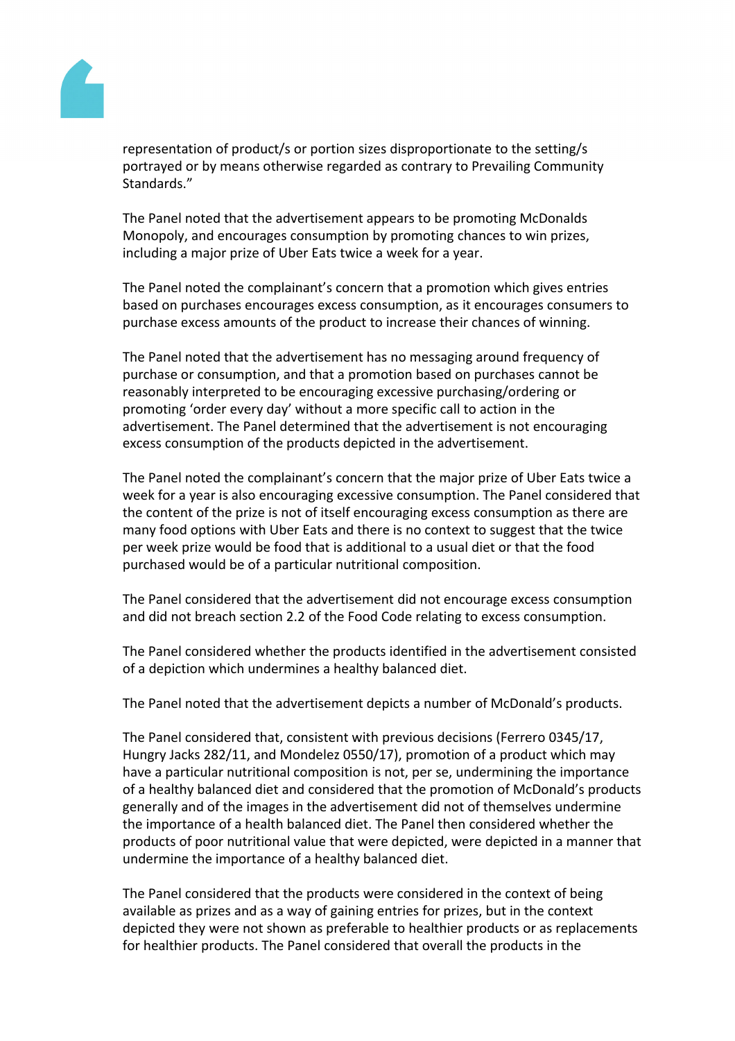representation of product/s or portion sizes disproportionate to the setting/s portrayed or by means otherwise regarded as contrary to Prevailing Community Standards."

The Panel noted that the advertisement appears to be promoting McDonalds Monopoly, and encourages consumption by promoting chances to win prizes, including a major prize of Uber Eats twice a week for a year.

The Panel noted the complainant's concern that a promotion which gives entries based on purchases encourages excess consumption, as it encourages consumers to purchase excess amounts of the product to increase their chances of winning.

The Panel noted that the advertisement has no messaging around frequency of purchase or consumption, and that a promotion based on purchases cannot be reasonably interpreted to be encouraging excessive purchasing/ordering or promoting 'order every day' without a more specific call to action in the advertisement. The Panel determined that the advertisement is not encouraging excess consumption of the products depicted in the advertisement.

The Panel noted the complainant's concern that the major prize of Uber Eats twice a week for a year is also encouraging excessive consumption. The Panel considered that the content of the prize is not of itself encouraging excess consumption as there are many food options with Uber Eats and there is no context to suggest that the twice per week prize would be food that is additional to a usual diet or that the food purchased would be of a particular nutritional composition.

The Panel considered that the advertisement did not encourage excess consumption and did not breach section 2.2 of the Food Code relating to excess consumption.

The Panel considered whether the products identified in the advertisement consisted of a depiction which undermines a healthy balanced diet.

The Panel noted that the advertisement depicts a number of McDonald's products.

The Panel considered that, consistent with previous decisions (Ferrero 0345/17, Hungry Jacks 282/11, and Mondelez 0550/17), promotion of a product which may have a particular nutritional composition is not, per se, undermining the importance of a healthy balanced diet and considered that the promotion of McDonald's products generally and of the images in the advertisement did not of themselves undermine the importance of a health balanced diet. The Panel then considered whether the products of poor nutritional value that were depicted, were depicted in a manner that undermine the importance of a healthy balanced diet.

The Panel considered that the products were considered in the context of being available as prizes and as a way of gaining entries for prizes, but in the context depicted they were not shown as preferable to healthier products or as replacements for healthier products. The Panel considered that overall the products in the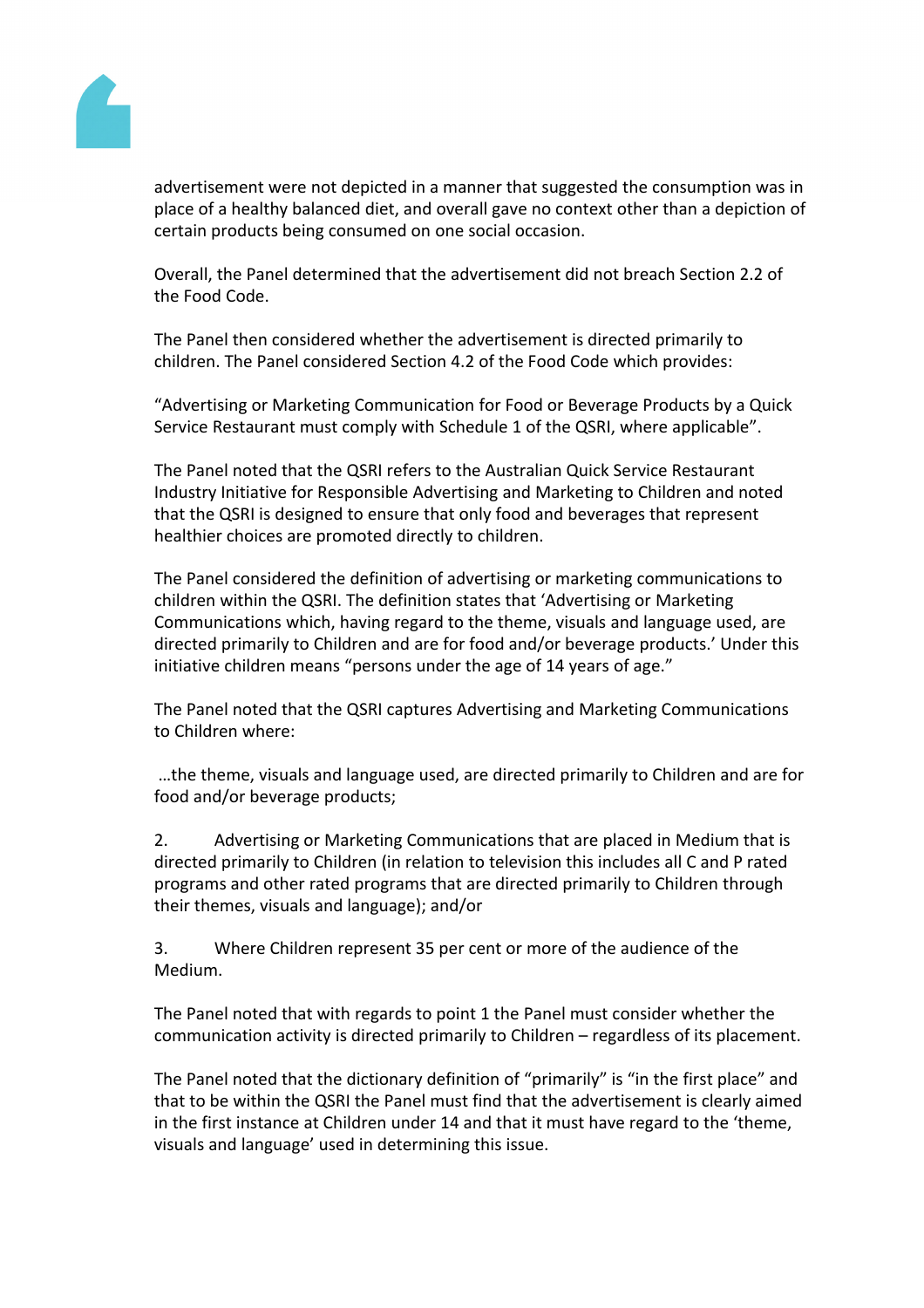advertisement were not depicted in a manner that suggested the consumption was in place of a healthy balanced diet, and overall gave no context other than a depiction of certain products being consumed on one social occasion.

Overall, the Panel determined that the advertisement did not breach Section 2.2 of the Food Code.

The Panel then considered whether the advertisement is directed primarily to children. The Panel considered Section 4.2 of the Food Code which provides:

"Advertising or Marketing Communication for Food or Beverage Products by a Quick Service Restaurant must comply with Schedule 1 of the QSRI, where applicable".

The Panel noted that the QSRI refers to the Australian Quick Service Restaurant Industry Initiative for Responsible Advertising and Marketing to Children and noted that the QSRI is designed to ensure that only food and beverages that represent healthier choices are promoted directly to children.

The Panel considered the definition of advertising or marketing communications to children within the QSRI. The definition states that 'Advertising or Marketing Communications which, having regard to the theme, visuals and language used, are directed primarily to Children and are for food and/or beverage products.' Under this initiative children means "persons under the age of 14 years of age."

The Panel noted that the QSRI captures Advertising and Marketing Communications to Children where:

…the theme, visuals and language used, are directed primarily to Children and are for food and/or beverage products;

2. Advertising or Marketing Communications that are placed in Medium that is directed primarily to Children (in relation to television this includes all C and P rated programs and other rated programs that are directed primarily to Children through their themes, visuals and language); and/or

3. Where Children represent 35 per cent or more of the audience of the Medium.

The Panel noted that with regards to point 1 the Panel must consider whether the communication activity is directed primarily to Children – regardless of its placement.

The Panel noted that the dictionary definition of "primarily" is "in the first place" and that to be within the QSRI the Panel must find that the advertisement is clearly aimed in the first instance at Children under 14 and that it must have regard to the 'theme, visuals and language' used in determining this issue.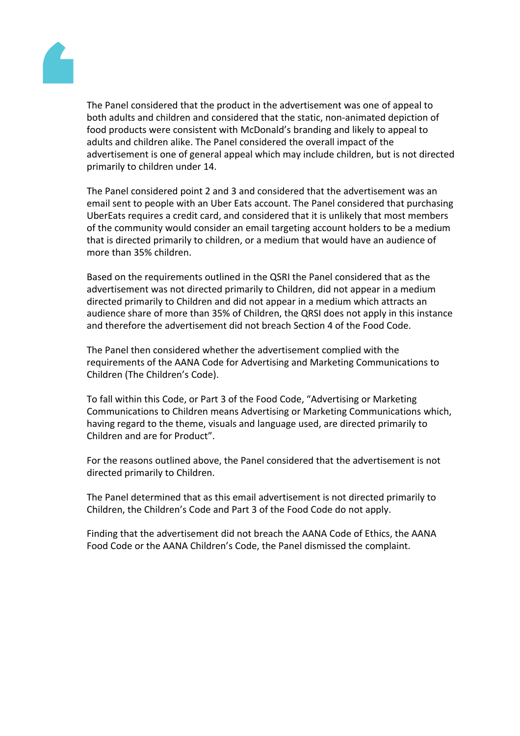The Panel considered that the product in the advertisement was one of appeal to both adults and children and considered that the static, non-animated depiction of food products were consistent with McDonald's branding and likely to appeal to adults and children alike. The Panel considered the overall impact of the advertisement is one of general appeal which may include children, but is not directed primarily to children under 14.

The Panel considered point 2 and 3 and considered that the advertisement was an email sent to people with an Uber Eats account. The Panel considered that purchasing UberEats requires a credit card, and considered that it is unlikely that most members of the community would consider an email targeting account holders to be a medium that is directed primarily to children, or a medium that would have an audience of more than 35% children.

Based on the requirements outlined in the QSRI the Panel considered that as the advertisement was not directed primarily to Children, did not appear in a medium directed primarily to Children and did not appear in a medium which attracts an audience share of more than 35% of Children, the QRSI does not apply in this instance and therefore the advertisement did not breach Section 4 of the Food Code.

The Panel then considered whether the advertisement complied with the requirements of the AANA Code for Advertising and Marketing Communications to Children (The Children's Code).

To fall within this Code, or Part 3 of the Food Code, "Advertising or Marketing Communications to Children means Advertising or Marketing Communications which, having regard to the theme, visuals and language used, are directed primarily to Children and are for Product".

For the reasons outlined above, the Panel considered that the advertisement is not directed primarily to Children.

The Panel determined that as this email advertisement is not directed primarily to Children, the Children's Code and Part 3 of the Food Code do not apply.

Finding that the advertisement did not breach the AANA Code of Ethics, the AANA Food Code or the AANA Children's Code, the Panel dismissed the complaint.